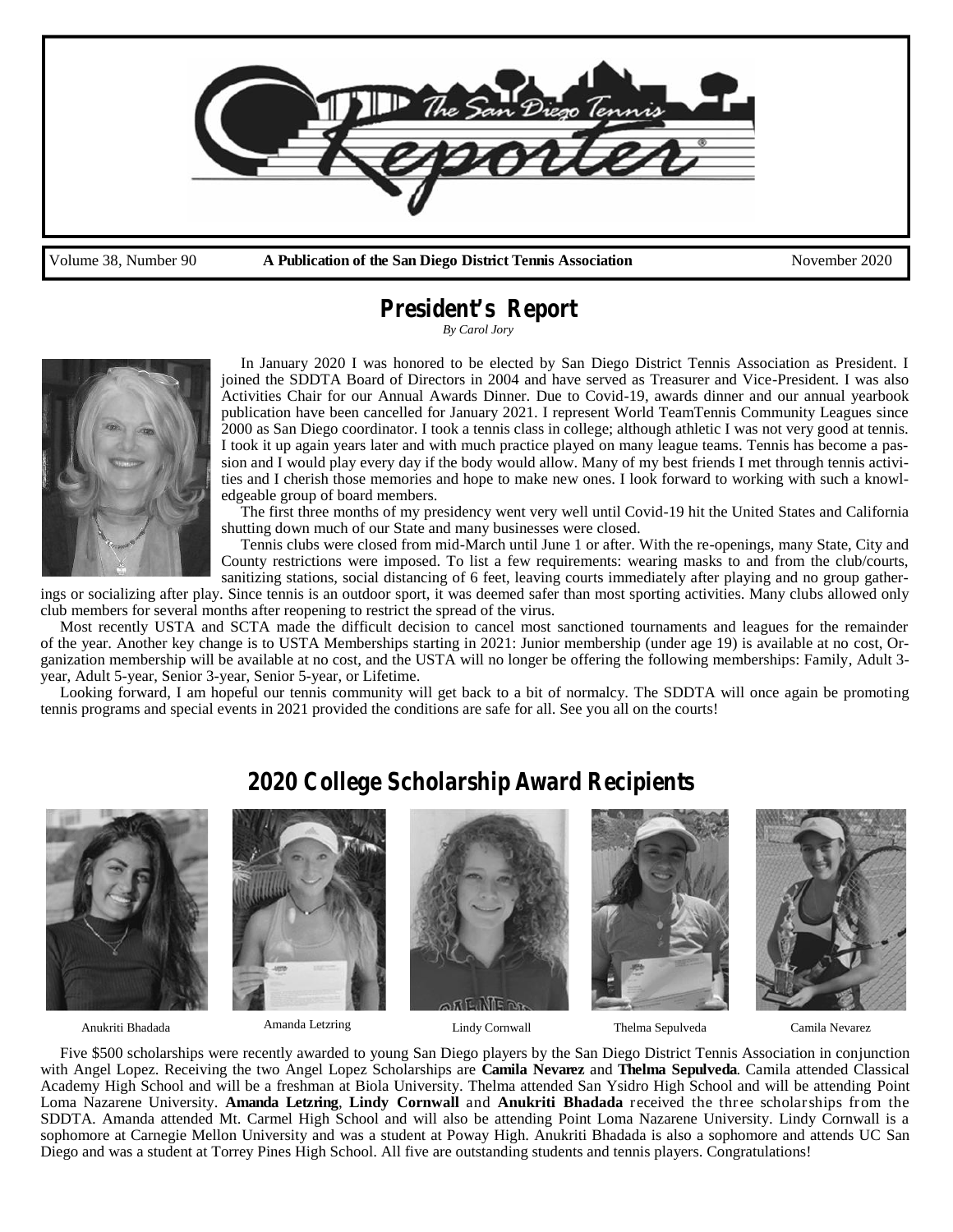# The San Diego Tennis Reporter

Volume 38, Number 90 **A Publication of the San Diego District Tennis Association** November 2020

## President's Report

*By Carol Jory*

In January 2020 I was honored to be elected by San Diego District Tennis Association as President. I joined the SDDTA Board of Directors in 2004 and have served as Treasurer and Vice-President. I was also Activities Chair for our Annual Awards Dinner. Due to Covid-19, awards dinner and our annual yearbook publication have been cancelled for January 2021. I represent World TeamTennis Community Leagues since 2000 as San Diego coordinator. I took a tennis class in college; although athletic I was not very good at tennis. I took it up again years later and with much practice played on many league teams. Tennis has become a passion and I would play every day if the body would allow. Many of my best friends I met through tennis activities and I cherish those memories and hope to make new ones. I look forward to working with such a knowledgeable group of board members.

The first three months of my presidency went very well until Covid-19 hit the United States and California shutting down much of our State and many businesses were closed.

Tennis clubs were closed from mid-March until June 1 or after. With the re-openings, many State, City and County restrictions were imposed. To list a few requirements: wearing masks to and from the club/courts, sanitizing stations, social distancing of 6 feet, leaving courts immediately after playing and no group gatherings or socializing after play. Since tennis is an outdoor sport, it was deemed safer than most sporting activities. Many clubs allowed only club members for several months after reopening to restrict the spread of the virus.

Most recently USTA and SCTA made the difficult decision to cancel most sanctioned tournaments and leagues for the remainder of the year. Another key change is to USTA Memberships starting in 2021: Junior membership (under age 19) is available at no cost, Organization membership will be available at no cost, and the USTA will no longer be offering the following memberships: Family, Adult 3-year, Adult 5-year, Senior 3-year, Senior 5-year, or Lifetime.

Looking forward, I am hopeful our tennis community will get back to a bit of normalcy. The SDDTA will once again be promoting tennis programs and special events in 2021 provided the conditions are safe for all. See you all on the courts!

## 2020 College Scholarship Award Recipients

Anukriti Bhadada Amanda Letzring Lindy Cornwall Thelma Sepulveda Camila Nevarez

Five $500 scholarships were recently awarded to young San Diego players by the San Diego District Tennis Association in conjunction with Angel Lopez. Receiving the two Angel Lopez Scholarships are **Camila Nevarez** and **Thelma Sepulveda**. Camila attended Classical Academy High School and will be a freshman at Biola University. Thelma attended San Ysidro High School and will be attending Point Loma Nazarene University. **Amanda Letzring**, **Lindy Cornwall** and **Anukriti Bhadada** received the three scholarships from the SDDTA. Amanda attended Mt. Carmel High School and will also be attending Point Loma Nazarene University. Lindy Cornwall is a sophomore at Carnegie Mellon University and was a student at Poway High. Anukriti Bhadada is also a sophomore and attends UC San Diego and was a student at Torrey Pines High School. All five are outstanding students and tennis players. Congratulations!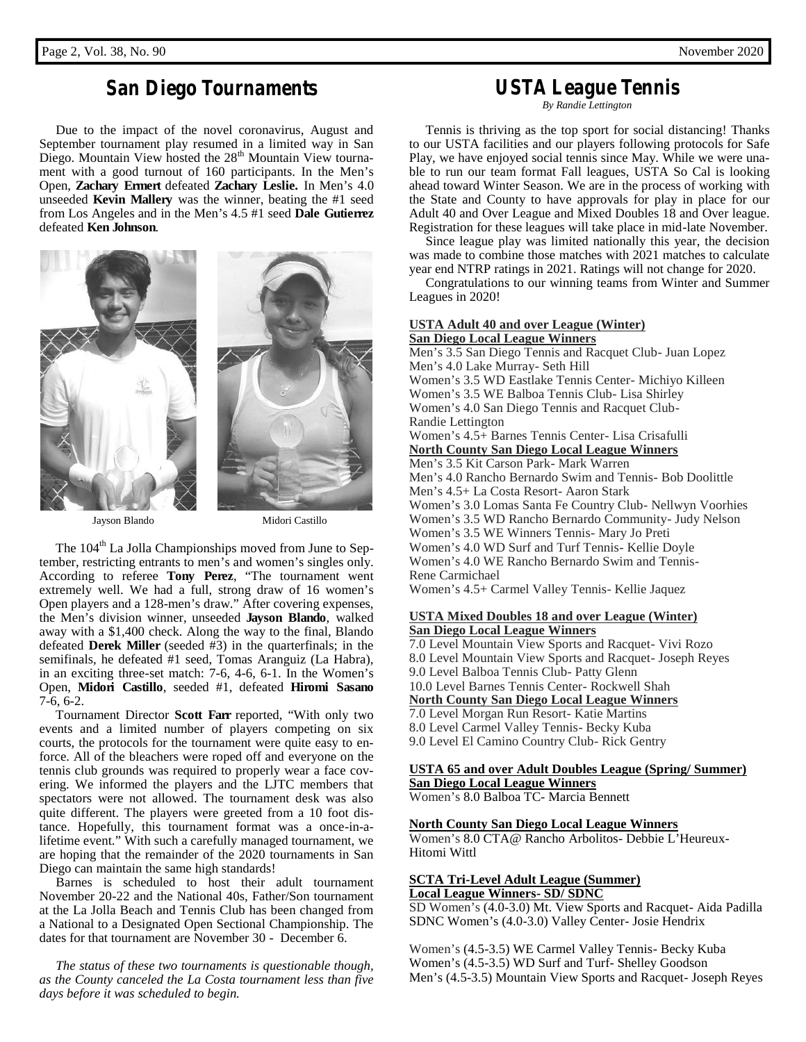## San Diego Tournaments

Due to the impact of the novel coronavirus, August and September tournament play resumed in a limited way in San Diego. Mountain View hosted the 28th Mountain View tournament with a good turnout of 160 participants. In the Men's Open, **Zachary Ermert** defeated **Zachary Leslie.** In Men's 4.0 unseeded **Kevin Mallery** was the winner, beating the #1 seed from Los Angeles and in the Men's 4.5 #1 seed **Dale Gutierrez** defeated **Ken Johnson**.

Jayson Blando

Midori Castillo

The 104th La Jolla Championships moved from June to September, restricting entrants to men's and women's singles only. According to referee **Tony Perez**, "The tournament went extremely well. We had a full, strong draw of 16 women's Open players and a 128-men's draw." After covering expenses, the Men's division winner, unseeded **Jayson Blando**, walked away with a $1,400 check. Along the way to the final, Blando defeated **Derek Miller** (seeded #3) in the quarterfinals; in the semifinals, he defeated #1 seed, Tomas Aranguiz (La Habra), in an exciting three-set match: 7-6, 4-6, 6-1. In the Women's Open, **Midori Castillo**, seeded #1, defeated **Hiromi Sasano** 7-6, 6-2.

Tournament Director **Scott Farr** reported, "With only two events and a limited number of players competing on six courts, the protocols for the tournament were quite easy to enforce. All of the bleachers were roped off and everyone on the tennis club grounds was required to properly wear a face covering. We informed the players and the LJTC members that spectators were not allowed. The tournament desk was also quite different. The players were greeted from a 10 foot distance. Hopefully, this tournament format was a once-in-a-lifetime event." With such a carefully managed tournament, we are hoping that the remainder of the 2020 tournaments in San Diego can maintain the same high standards!

Barnes is scheduled to host their adult tournament November 20-22 and the National 40s, Father/Son tournament at the La Jolla Beach and Tennis Club has been changed from a National to a Designated Open Sectional Championship. The dates for that tournament are November 30 - December 6.

*The status of these two tournaments is questionable though, as the County canceled the La Costa tournament less than five days before it was scheduled to begin.*

## USTA League Tennis

*By Randie Lettington*

Tennis is thriving as the top sport for social distancing! Thanks to our USTA facilities and our players following protocols for Safe Play, we have enjoyed social tennis since May. While we were unable to run our team format Fall leagues, USTA So Cal is looking ahead toward Winter Season. We are in the process of working with the State and County to have approvals for play in place for our Adult 40 and Over League and Mixed Doubles 18 and Over league. Registration for these leagues will take place in mid-late November.

Since league play was limited nationally this year, the decision was made to combine those matches with 2021 matches to calculate year end NTRP ratings in 2021. Ratings will not change for 2020.

Congratulations to our winning teams from Winter and Summer Leagues in 2020!

**USTA Adult 40 and over League (Winter)**

**San Diego Local League Winners**

Men's 3.5 San Diego Tennis and Racquet Club- Juan Lopez
Men's 4.0 Lake Murray- Seth Hill
Women's 3.5 WD Eastlake Tennis Center- Michiyo Killeen
Women's 3.5 WE Balboa Tennis Club- Lisa Shirley
Women's 4.0 San Diego Tennis and Racquet Club- Randie Lettington
Women's 4.5+ Barnes Tennis Center- Lisa Crisafulli

**North County San Diego Local League Winners**

Men's 3.5 Kit Carson Park- Mark Warren
Men's 4.0 Rancho Bernardo Swim and Tennis- Bob Doolittle
Men's 4.5+ La Costa Resort- Aaron Stark
Women's 3.0 Lomas Santa Fe Country Club- Nellwyn Voorhies
Women's 3.5 WD Rancho Bernardo Community- Judy Nelson
Women's 3.5 WE Winners Tennis- Mary Jo Preti
Women's 4.0 WD Surf and Turf Tennis- Kellie Doyle
Women's 4.0 WE Rancho Bernardo Swim and Tennis- Rene Carmichael
Women's 4.5+ Carmel Valley Tennis- Kellie Jaquez

**USTA Mixed Doubles 18 and over League (Winter)**

**San Diego Local League Winners**

7.0 Level Mountain View Sports and Racquet- Vivi Rozo
8.0 Level Mountain View Sports and Racquet- Joseph Reyes
9.0 Level Balboa Tennis Club- Patty Glenn
10.0 Level Barnes Tennis Center- Rockwell Shah

**North County San Diego Local League Winners**

7.0 Level Morgan Run Resort- Katie Martins
8.0 Level Carmel Valley Tennis- Becky Kuba
9.0 Level El Camino Country Club- Rick Gentry

**USTA 65 and over Adult Doubles League (Spring/ Summer)**

**San Diego Local League Winners**

Women's 8.0 Balboa TC- Marcia Bennett

**North County San Diego Local League Winners**

Women's 8.0 CTA@ Rancho Arbolitos- Debbie L'Heureux-Hitomi Wittl

**SCTA Tri-Level Adult League (Summer)**

**Local League Winners- SD/ SDNC**

SD Women's (4.0-3.0) Mt. View Sports and Racquet- Aida Padilla
SDNC Women's (4.0-3.0) Valley Center- Josie Hendrix

Women's (4.5-3.5) WE Carmel Valley Tennis- Becky Kuba
Women's (4.5-3.5) WD Surf and Turf- Shelley Goodson
Men's (4.5-3.5) Mountain View Sports and Racquet- Joseph Reyes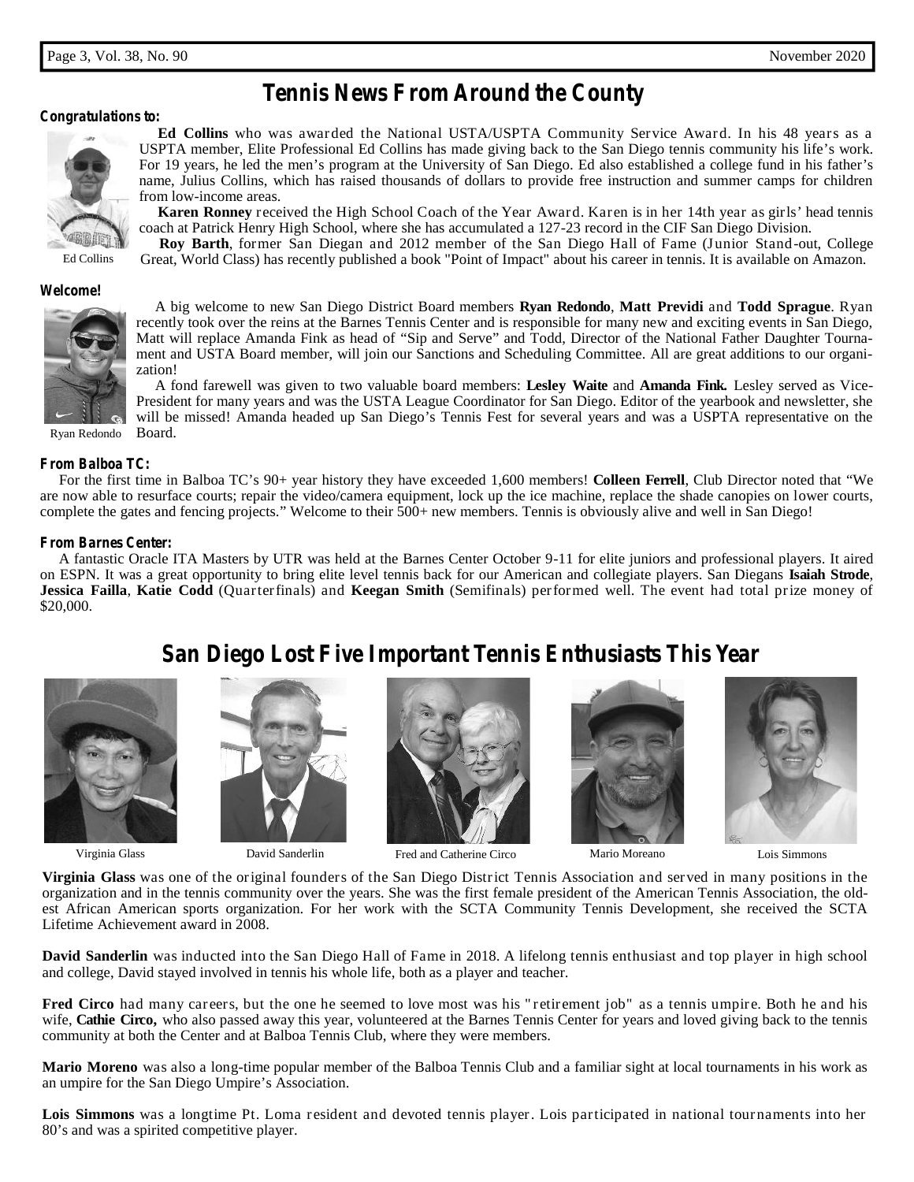# Tennis News From Around the County

**Congratulations to:**

Ed Collins

**Ed Collins** who was awarded the National USTA/USPTA Community Service Award. In his 48 years as a USPTA member, Elite Professional Ed Collins has made giving back to the San Diego tennis community his life's work. For 19 years, he led the men's program at the University of San Diego. Ed also established a college fund in his father's name, Julius Collins, which has raised thousands of dollars to provide free instruction and summer camps for children from low-income areas.

**Karen Ronney** received the High School Coach of the Year Award. Karen is in her 14th year as girls' head tennis coach at Patrick Henry High School, where she has accumulated a 127-23 record in the CIF San Diego Division.

**Roy Barth**, former San Diegan and 2012 member of the San Diego Hall of Fame (Junior Stand-out, College Great, World Class) has recently published a book "Point of Impact" about his career in tennis. It is available on Amazon.

**Welcome!**

Ryan Redondo

A big welcome to new San Diego District Board members **Ryan Redondo**, **Matt Previdi** and **Todd Sprague**. Ryan recently took over the reins at the Barnes Tennis Center and is responsible for many new and exciting events in San Diego, Matt will replace Amanda Fink as head of "Sip and Serve" and Todd, Director of the National Father Daughter Tournament and USTA Board member, will join our Sanctions and Scheduling Committee. All are great additions to our organization!

A fond farewell was given to two valuable board members: **Lesley Waite** and **Amanda Fink.** Lesley served as Vice-President for many years and was the USTA League Coordinator for San Diego. Editor of the yearbook and newsletter, she will be missed! Amanda headed up San Diego's Tennis Fest for several years and was a USPTA representative on the Board.

**From Balboa TC:**

For the first time in Balboa TC's 90+ year history they have exceeded 1,600 members! **Colleen Ferrell**, Club Director noted that "We are now able to resurface courts; repair the video/camera equipment, lock up the ice machine, replace the shade canopies on lower courts, complete the gates and fencing projects." Welcome to their 500+ new members. Tennis is obviously alive and well in San Diego!

**From Barnes Center:**

A fantastic Oracle ITA Masters by UTR was held at the Barnes Center October 9-11 for elite juniors and professional players. It aired on ESPN. It was a great opportunity to bring elite level tennis back for our American and collegiate players. San Diegans **Isaiah Strode**, **Jessica Failla**, **Katie Codd** (Quarterfinals) and **Keegan Smith** (Semifinals) performed well. The event had total prize money of $20,000.

# San Diego Lost Five Important Tennis Enthusiasts This Year

Virginia Glass | David Sanderlin | Fred and Catherine Circo | Mario Moreano | Lois Simmons

**Virginia Glass** was one of the original founders of the San Diego District Tennis Association and served in many positions in the organization and in the tennis community over the years. She was the first female president of the American Tennis Association, the oldest African American sports organization. For her work with the SCTA Community Tennis Development, she received the SCTA Lifetime Achievement award in 2008.

**David Sanderlin** was inducted into the San Diego Hall of Fame in 2018. A lifelong tennis enthusiast and top player in high school and college, David stayed involved in tennis his whole life, both as a player and teacher.

**Fred Circo** had many careers, but the one he seemed to love most was his "retirement job" as a tennis umpire. Both he and his wife, **Cathie Circo,** who also passed away this year, volunteered at the Barnes Tennis Center for years and loved giving back to the tennis community at both the Center and at Balboa Tennis Club, where they were members.

**Mario Moreno** was also a long-time popular member of the Balboa Tennis Club and a familiar sight at local tournaments in his work as an umpire for the San Diego Umpire's Association.

**Lois Simmons** was a longtime Pt. Loma resident and devoted tennis player. Lois participated in national tournaments into her 80's and was a spirited competitive player.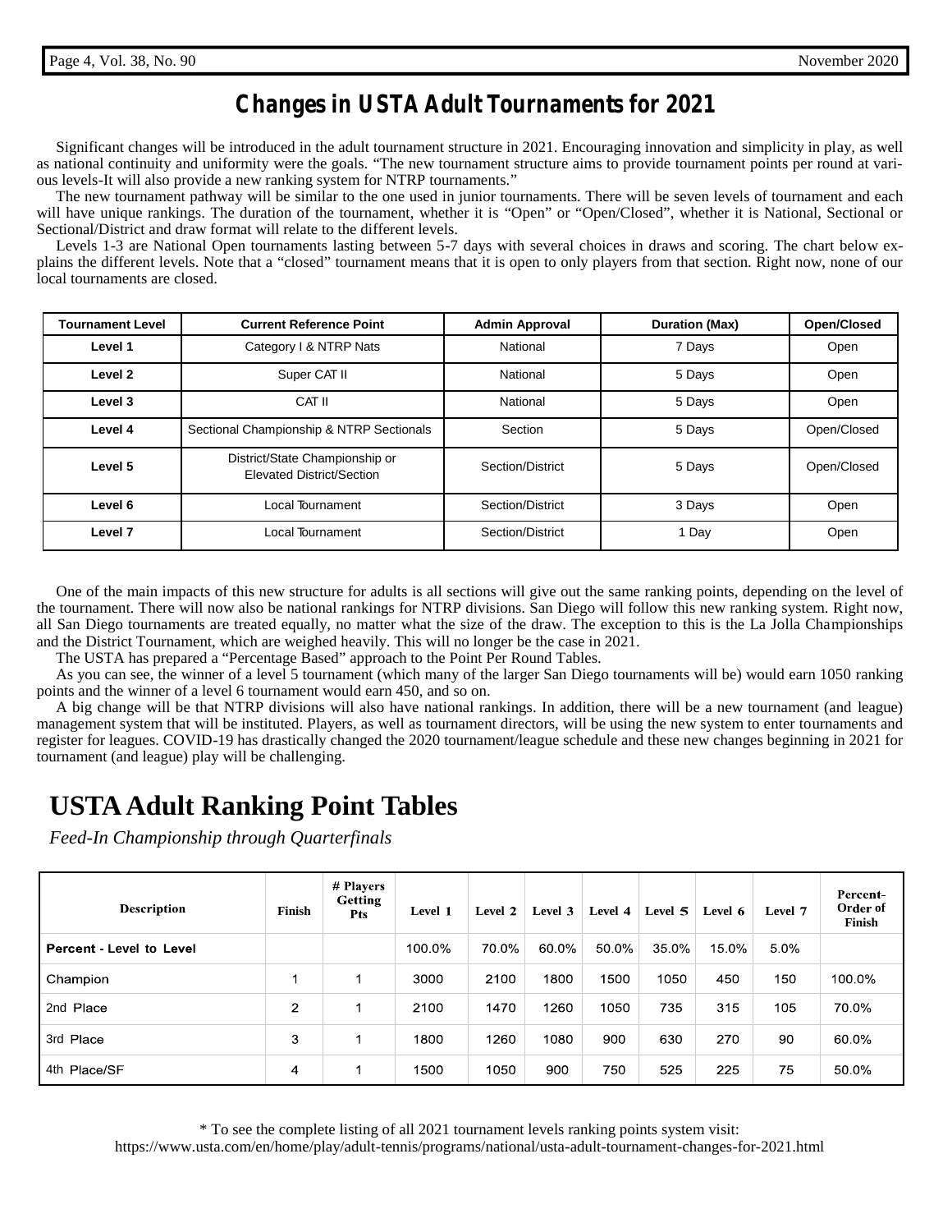# Changes in USTA Adult Tournaments for 2021

Significant changes will be introduced in the adult tournament structure in 2021. Encouraging innovation and simplicity in play, as well as national continuity and uniformity were the goals. "The new tournament structure aims to provide tournament points per round at various levels-It will also provide a new ranking system for NTRP tournaments."

The new tournament pathway will be similar to the one used in junior tournaments. There will be seven levels of tournament and each will have unique rankings. The duration of the tournament, whether it is "Open" or "Open/Closed", whether it is National, Sectional or Sectional/District and draw format will relate to the different levels.

Levels 1-3 are National Open tournaments lasting between 5-7 days with several choices in draws and scoring. The chart below explains the different levels. Note that a "closed" tournament means that it is open to only players from that section. Right now, none of our local tournaments are closed.

| Tournament Level | Current Reference Point | Admin Approval | Duration (Max) | Open/Closed |
|---|---|---|---|---|
| Level 1 | Category I & NTRP Nats | National | 7 Days | Open |
| Level 2 | Super CAT II | National | 5 Days | Open |
| Level 3 | CAT II | National | 5 Days | Open |
| Level 4 | Sectional Championship & NTRP Sectionals | Section | 5 Days | Open/Closed |
| Level 5 | District/State Championship or Elevated District/Section | Section/District | 5 Days | Open/Closed |
| Level 6 | Local Tournament | Section/District | 3 Days | Open |
| Level 7 | Local Tournament | Section/District | 1 Day | Open |

One of the main impacts of this new structure for adults is all sections will give out the same ranking points, depending on the level of the tournament. There will now also be national rankings for NTRP divisions. San Diego will follow this new ranking system. Right now, all San Diego tournaments are treated equally, no matter what the size of the draw. The exception to this is the La Jolla Championships and the District Tournament, which are weighed heavily. This will no longer be the case in 2021.

The USTA has prepared a "Percentage Based" approach to the Point Per Round Tables.

As you can see, the winner of a level 5 tournament (which many of the larger San Diego tournaments will be) would earn 1050 ranking points and the winner of a level 6 tournament would earn 450, and so on.

A big change will be that NTRP divisions will also have national rankings. In addition, there will be a new tournament (and league) management system that will be instituted. Players, as well as tournament directors, will be using the new system to enter tournaments and register for leagues. COVID-19 has drastically changed the 2020 tournament/league schedule and these new changes beginning in 2021 for tournament (and league) play will be challenging.

# USTA Adult Ranking Point Tables

*Feed-In Championship through Quarterfinals*

| Description | Finish | # Players Getting Pts | Level 1 | Level 2 | Level 3 | Level 4 | Level 5 | Level 6 | Level 7 | Percent-Order of Finish |
|---|---|---|---|---|---|---|---|---|---|---|
| Percent - Level to Level | | | 100.0% | 70.0% | 60.0% | 50.0% | 35.0% | 15.0% | 5.0% | |
| Champion | 1 | 1 | 3000 | 2100 | 1800 | 1500 | 1050 | 450 | 150 | 100.0% |
| 2nd Place | 2 | 1 | 2100 | 1470 | 1260 | 1050 | 735 | 315 | 105 | 70.0% |
| 3rd Place | 3 | 1 | 1800 | 1260 | 1080 | 900 | 630 | 270 | 90 | 60.0% |
| 4th Place/SF | 4 | 1 | 1500 | 1050 | 900 | 750 | 525 | 225 | 75 | 50.0% |

* To see the complete listing of all 2021 tournament levels ranking points system visit:
https://www.usta.com/en/home/play/adult-tennis/programs/national/usta-adult-tournament-changes-for-2021.html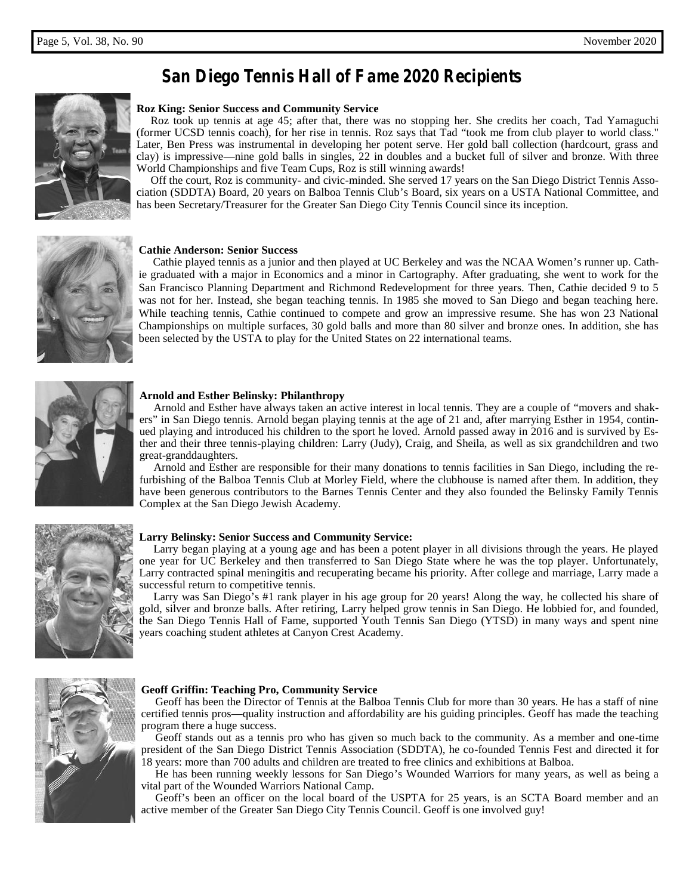# San Diego Tennis Hall of Fame 2020 Recipients

**Roz King: Senior Success and Community Service**

Roz took up tennis at age 45; after that, there was no stopping her. She credits her coach, Tad Yamaguchi (former UCSD tennis coach), for her rise in tennis. Roz says that Tad "took me from club player to world class." Later, Ben Press was instrumental in developing her potent serve. Her gold ball collection (hardcourt, grass and clay) is impressive—nine gold balls in singles, 22 in doubles and a bucket full of silver and bronze. With three World Championships and five Team Cups, Roz is still winning awards!

Off the court, Roz is community- and civic-minded. She served 17 years on the San Diego District Tennis Association (SDDTA) Board, 20 years on Balboa Tennis Club's Board, six years on a USTA National Committee, and has been Secretary/Treasurer for the Greater San Diego City Tennis Council since its inception.

**Cathie Anderson: Senior Success**

Cathie played tennis as a junior and then played at UC Berkeley and was the NCAA Women's runner up. Cathie graduated with a major in Economics and a minor in Cartography. After graduating, she went to work for the San Francisco Planning Department and Richmond Redevelopment for three years. Then, Cathie decided 9 to 5 was not for her. Instead, she began teaching tennis. In 1985 she moved to San Diego and began teaching here. While teaching tennis, Cathie continued to compete and grow an impressive resume. She has won 23 National Championships on multiple surfaces, 30 gold balls and more than 80 silver and bronze ones. In addition, she has been selected by the USTA to play for the United States on 22 international teams.

**Arnold and Esther Belinsky: Philanthropy**

Arnold and Esther have always taken an active interest in local tennis. They are a couple of "movers and shakers" in San Diego tennis. Arnold began playing tennis at the age of 21 and, after marrying Esther in 1954, continued playing and introduced his children to the sport he loved. Arnold passed away in 2016 and is survived by Esther and their three tennis-playing children: Larry (Judy), Craig, and Sheila, as well as six grandchildren and two great-granddaughters.

Arnold and Esther are responsible for their many donations to tennis facilities in San Diego, including the refurbishing of the Balboa Tennis Club at Morley Field, where the clubhouse is named after them. In addition, they have been generous contributors to the Barnes Tennis Center and they also founded the Belinsky Family Tennis Complex at the San Diego Jewish Academy.

**Larry Belinsky: Senior Success and Community Service:**

Larry began playing at a young age and has been a potent player in all divisions through the years. He played one year for UC Berkeley and then transferred to San Diego State where he was the top player. Unfortunately, Larry contracted spinal meningitis and recuperating became his priority. After college and marriage, Larry made a successful return to competitive tennis.

Larry was San Diego's #1 rank player in his age group for 20 years! Along the way, he collected his share of gold, silver and bronze balls. After retiring, Larry helped grow tennis in San Diego. He lobbied for, and founded, the San Diego Tennis Hall of Fame, supported Youth Tennis San Diego (YTSD) in many ways and spent nine years coaching student athletes at Canyon Crest Academy.

**Geoff Griffin: Teaching Pro, Community Service**

Geoff has been the Director of Tennis at the Balboa Tennis Club for more than 30 years. He has a staff of nine certified tennis pros—quality instruction and affordability are his guiding principles. Geoff has made the teaching program there a huge success.

Geoff stands out as a tennis pro who has given so much back to the community. As a member and one-time president of the San Diego District Tennis Association (SDDTA), he co-founded Tennis Fest and directed it for 18 years: more than 700 adults and children are treated to free clinics and exhibitions at Balboa.

He has been running weekly lessons for San Diego's Wounded Warriors for many years, as well as being a vital part of the Wounded Warriors National Camp.

Geoff's been an officer on the local board of the USPTA for 25 years, is an SCTA Board member and an active member of the Greater San Diego City Tennis Council. Geoff is one involved guy!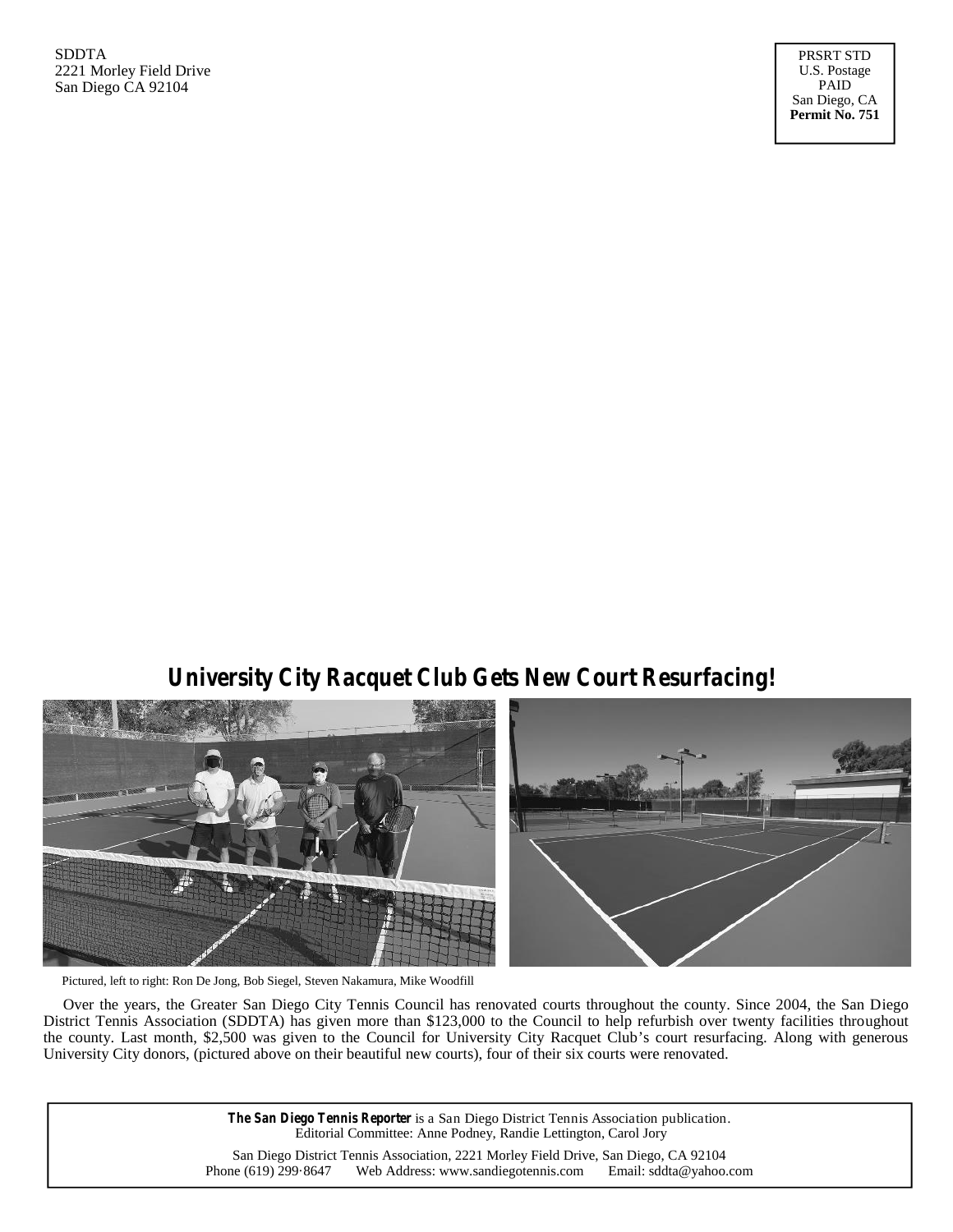SDDTA
2221 Morley Field Drive
San Diego CA 92104

PRSRT STD
U.S. Postage
PAID
San Diego, CA
**Permit No. 751**

## University City Racquet Club Gets New Court Resurfacing!

Pictured, left to right: Ron De Jong, Bob Siegel, Steven Nakamura, Mike Woodfill

Over the years, the Greater San Diego City Tennis Council has renovated courts throughout the county. Since 2004, the San Diego District Tennis Association (SDDTA) has given more than $123,000 to the Council to help refurbish over twenty facilities throughout the county. Last month, $2,500 was given to the Council for University City Racquet Club's court resurfacing. Along with generous University City donors, (pictured above on their beautiful new courts), four of their six courts were renovated.

***The San Diego Tennis Reporter*** is a San Diego District Tennis Association publication.
Editorial Committee: Anne Podney, Randie Lettington, Carol Jory

San Diego District Tennis Association, 2221 Morley Field Drive, San Diego, CA 92104
Phone (619) 299·8647 Web Address: www.sandiegotennis.com Email: sddta@yahoo.com